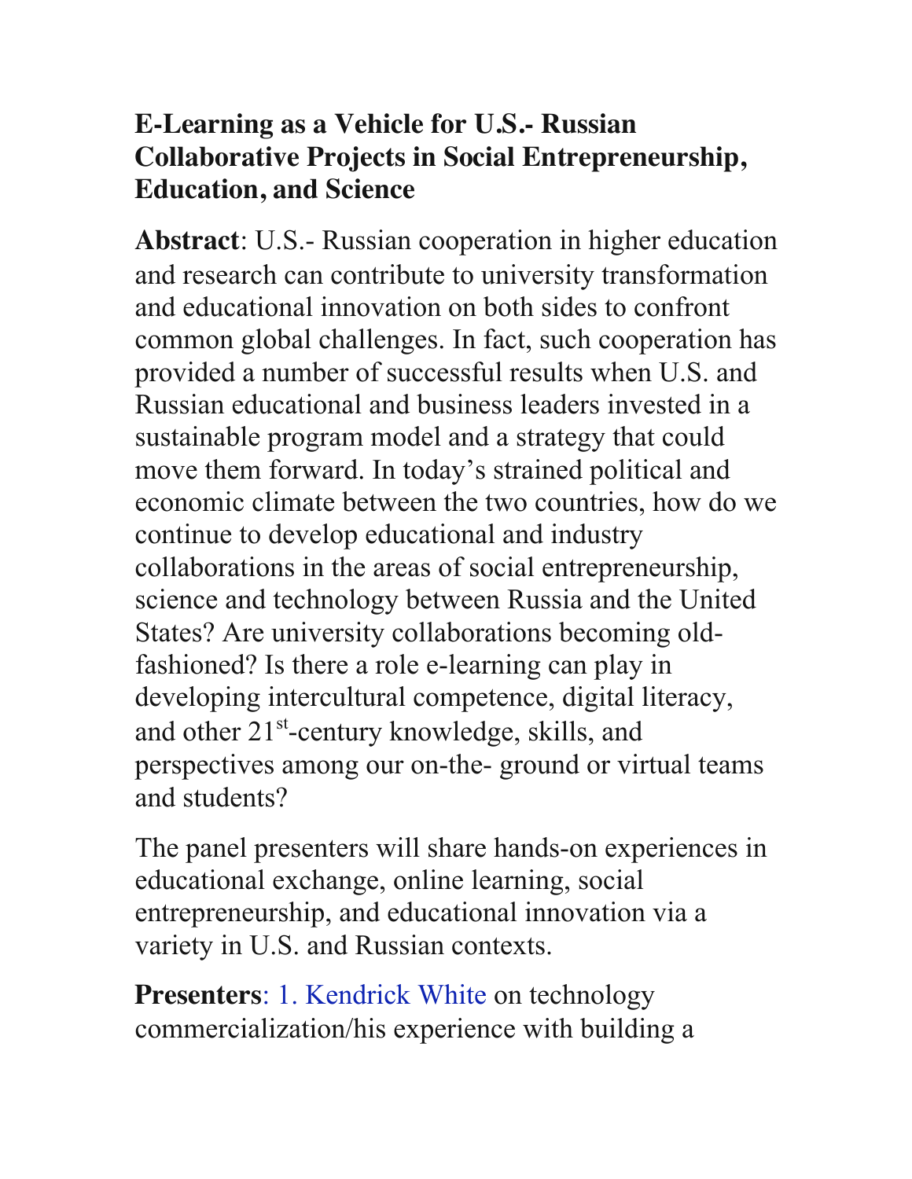# E-Learning as a Vehicle for U.S.- Russian Collaborative Projects in Social Entrepreneurship, Education, and Science

**Abstract**: U.S.- Russian cooperation in higher education and research can contribute to university transformation and educational innovation on both sides to confront common global challenges. In fact, such cooperation has provided a number of successful results when U.S. and Russian educational and business leaders invested in a sustainable program model and a strategy that could move them forward. In today's strained political and economic climate between the two countries, how do we continue to develop educational and industry collaborations in the areas of social entrepreneurship, science and technology between Russia and the United States? Are university collaborations becoming old-fashioned? Is there a role e-learning can play in developing intercultural competence, digital literacy, and other 21st-century knowledge, skills, and perspectives among our on-the- ground or virtual teams and students?

The panel presenters will share hands-on experiences in educational exchange, online learning, social entrepreneurship, and educational innovation via a variety in U.S. and Russian contexts.

**Presenters**: 1. Kendrick White on technology commercialization/his experience with building a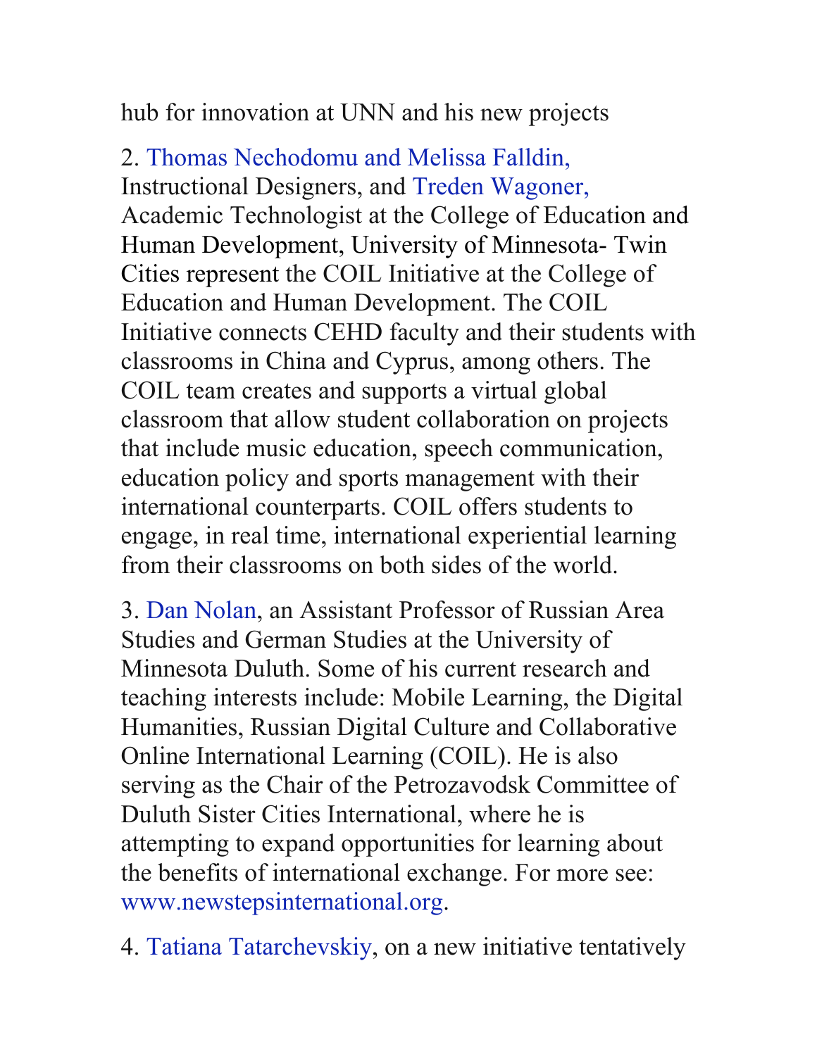hub for innovation at UNN and his new projects

2. Thomas Nechodomu and Melissa Falldin, Instructional Designers, and Treden Wagoner, Academic Technologist at the College of Education and Human Development, University of Minnesota- Twin Cities represent the COIL Initiative at the College of Education and Human Development. The COIL Initiative connects CEHD faculty and their students with classrooms in China and Cyprus, among others. The COIL team creates and supports a virtual global classroom that allow student collaboration on projects that include music education, speech communication, education policy and sports management with their international counterparts. COIL offers students to engage, in real time, international experiential learning from their classrooms on both sides of the world.

3. Dan Nolan, an Assistant Professor of Russian Area Studies and German Studies at the University of Minnesota Duluth. Some of his current research and teaching interests include: Mobile Learning, the Digital Humanities, Russian Digital Culture and Collaborative Online International Learning (COIL). He is also serving as the Chair of the Petrozavodsk Committee of Duluth Sister Cities International, where he is attempting to expand opportunities for learning about the benefits of international exchange. For more see: www.newstepsinternational.org.

4. Tatiana Tatarchevskiy, on a new initiative tentatively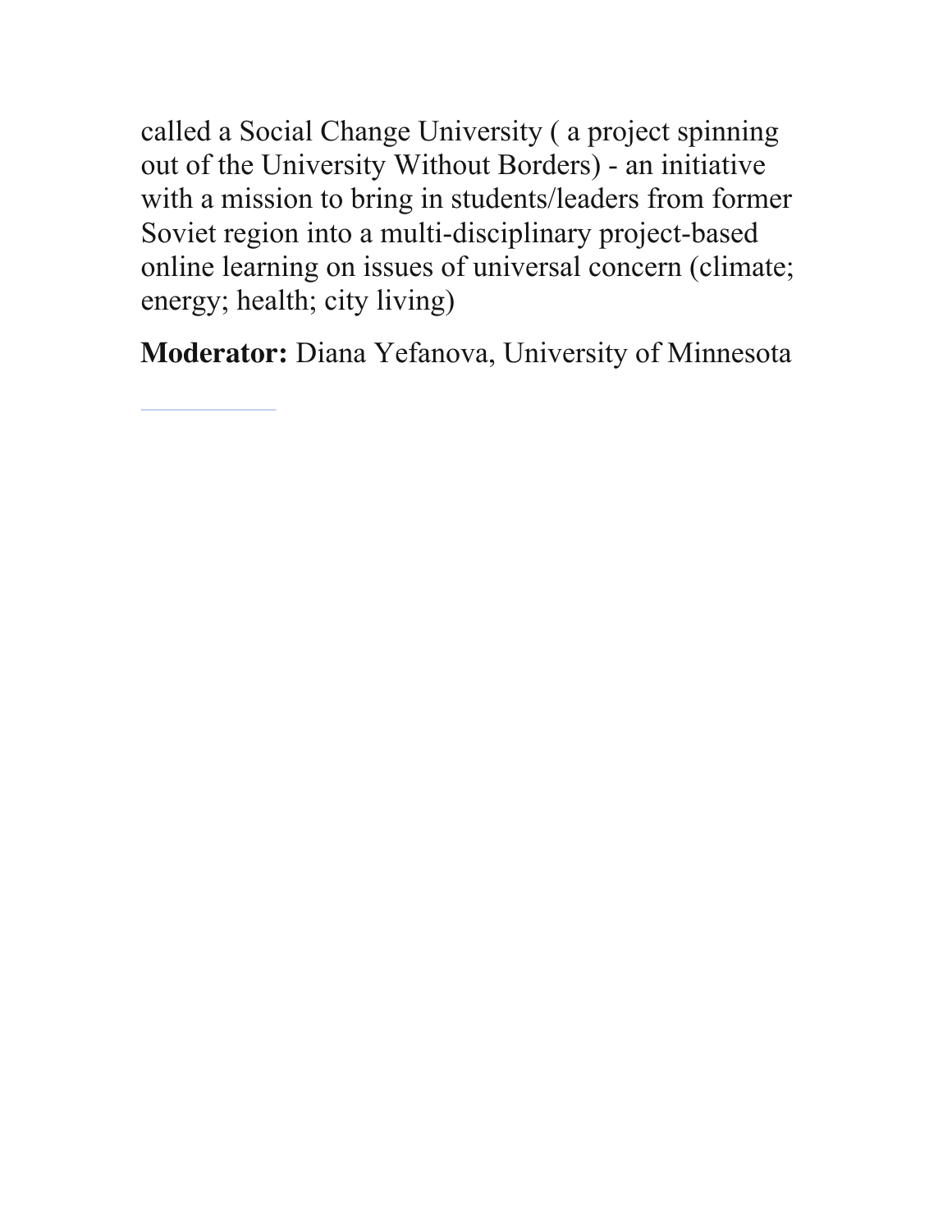called a Social Change University ( a project spinning out of the University Without Borders) - an initiative with a mission to bring in students/leaders from former Soviet region into a multi-disciplinary project-based online learning on issues of universal concern (climate; energy; health; city living)

**Moderator:** Diana Yefanova, University of Minnesota